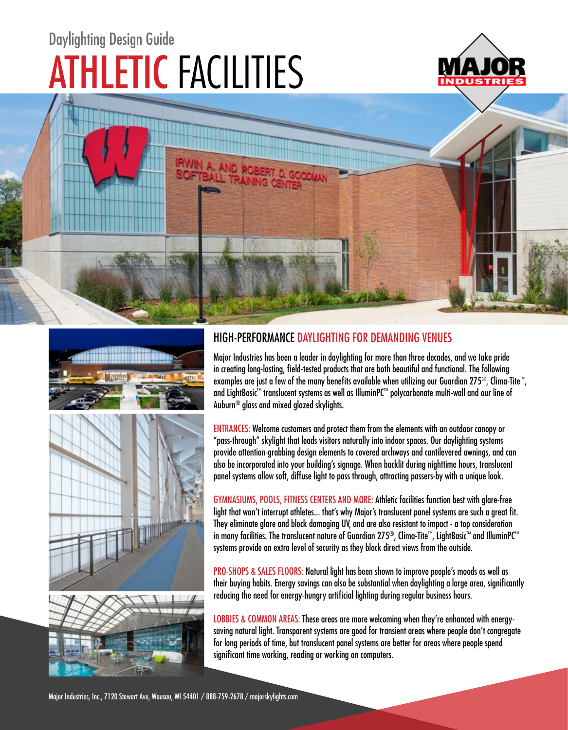Daylighting Design Guide

# ATHLETIC FACILITIES

## HIGH-PERFORMANCE DAYLIGHTING FOR DEMANDING VENUES

Major Industries has been a leader in daylighting for more than three decades, and we take pride in creating long-lasting, field-tested products that are both beautiful and functional. The following examples are just a few of the many benefits available when utilizing our Guardian 275®, Clima-Tite™, and LightBasic™ translucent systems as well as IlluminPC™ polycarbonate multi-wall and our line of Auburn® glass and mixed glazed skylights.

**ENTRANCES:** Welcome customers and protect them from the elements with an outdoor canopy or "pass-through" skylight that leads visitors naturally into indoor spaces. Our daylighting systems provide attention-grabbing design elements to covered archways and cantilevered awnings, and can also be incorporated into your building's signage. When backlit during nighttime hours, translucent panel systems allow soft, diffuse light to pass through, attracting passers-by with a unique look.

**GYMNASIUMS, POOLS, FITNESS CENTERS AND MORE:** Athletic facilities function best with glare-free light that won't interrupt athletes... that's why Major's translucent panel systems are such a great fit. They eliminate glare and block damaging UV, and are also resistant to impact - a top consideration in many facilities. The translucent nature of Guardian 275®, Clima-Tite™, LightBasic™ and IlluminPC™ systems provide an extra level of security as they block direct views from the outside.

**PRO-SHOPS & SALES FLOORS:** Natural light has been shown to improve people's moods as well as their buying habits. Energy savings can also be substantial when daylighting a large area, significantly reducing the need for energy-hungry artificial lighting during regular business hours.

**LOBBIES & COMMON AREAS:** These areas are more welcoming when they're enhanced with energy-saving natural light. Transparent systems are good for transient areas where people don't congregate for long periods of time, but translucent panel systems are better for areas where people spend significant time working, reading or working on computers.

Major Industries, Inc., 7120 Stewart Ave, Wausau, WI 54401 / 888-759-2678 / majorskylights.com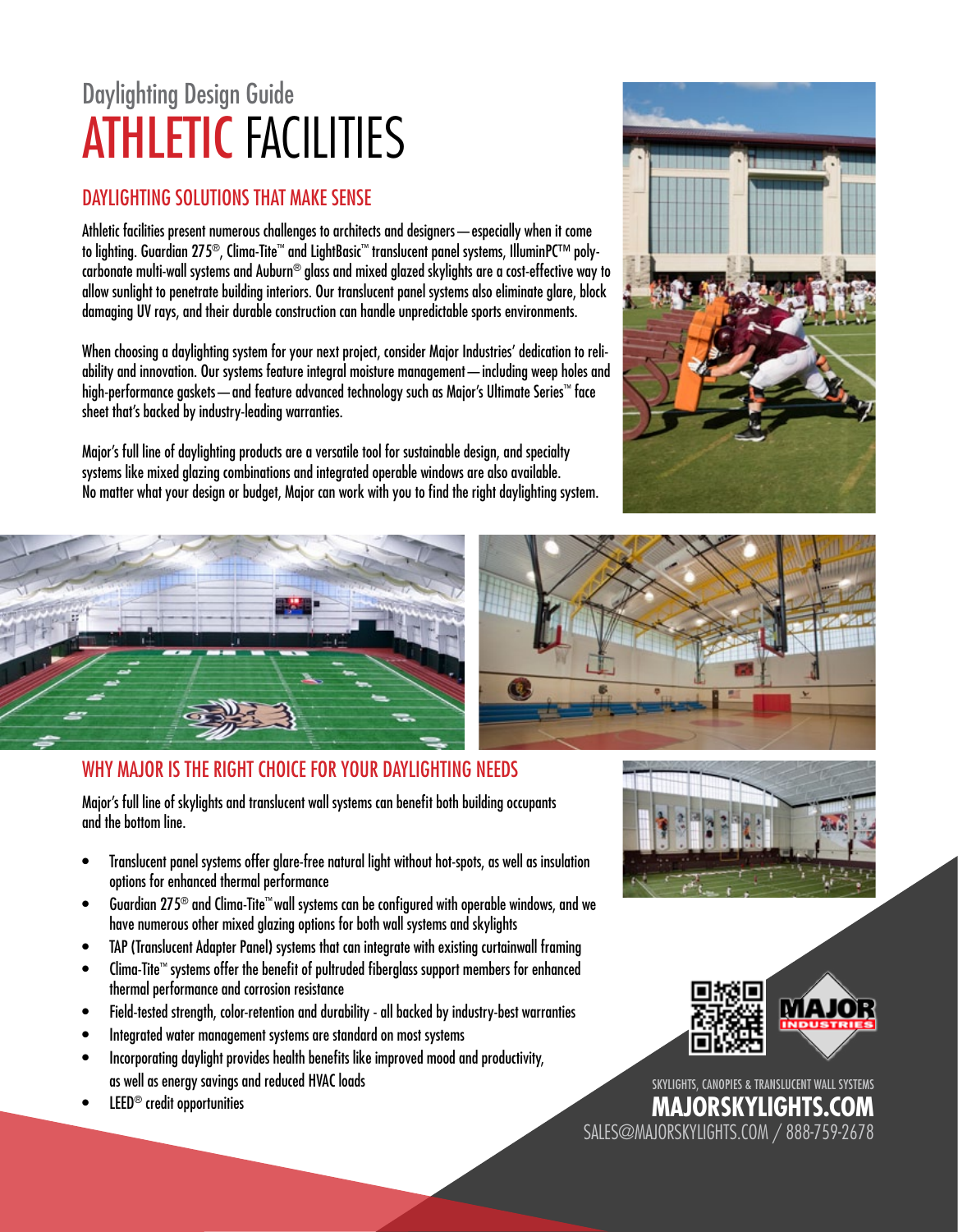Daylighting Design Guide

# ATHLETIC FACILITIES

## DAYLIGHTING SOLUTIONS THAT MAKE SENSE

Athletic facilities present numerous challenges to architects and designers — especially when it come to lighting. Guardian 275®, Clima-Tite™ and LightBasic™ translucent panel systems, IlluminPC™ polycarbonate multi-wall systems and Auburn® glass and mixed glazed skylights are a cost-effective way to allow sunlight to penetrate building interiors. Our translucent panel systems also eliminate glare, block damaging UV rays, and their durable construction can handle unpredictable sports environments.

When choosing a daylighting system for your next project, consider Major Industries' dedication to reliability and innovation. Our systems feature integral moisture management — including weep holes and high-performance gaskets — and feature advanced technology such as Major's Ultimate Series™ face sheet that's backed by industry-leading warranties.

Major's full line of daylighting products are a versatile tool for sustainable design, and specialty systems like mixed glazing combinations and integrated operable windows are also available. No matter what your design or budget, Major can work with you to find the right daylighting system.

## WHY MAJOR IS THE RIGHT CHOICE FOR YOUR DAYLIGHTING NEEDS

Major's full line of skylights and translucent wall systems can benefit both building occupants and the bottom line.

- Translucent panel systems offer glare-free natural light without hot-spots, as well as insulation options for enhanced thermal performance
- Guardian 275® and Clima-Tite™ wall systems can be configured with operable windows, and we have numerous other mixed glazing options for both wall systems and skylights
- TAP (Translucent Adapter Panel) systems that can integrate with existing curtainwall framing
- Clima-Tite™ systems offer the benefit of pultruded fiberglass support members for enhanced thermal performance and corrosion resistance
- Field-tested strength, color-retention and durability - all backed by industry-best warranties
- Integrated water management systems are standard on most systems
- Incorporating daylight provides health benefits like improved mood and productivity, as well as energy savings and reduced HVAC loads
- LEED® credit opportunities

MAJOR INDUSTRIES

SKYLIGHTS, CANOPIES & TRANSLUCENT WALL SYSTEMS

**MAJORSKYLIGHTS.COM**

SALES@MAJORSKYLIGHTS.COM / 888-759-2678